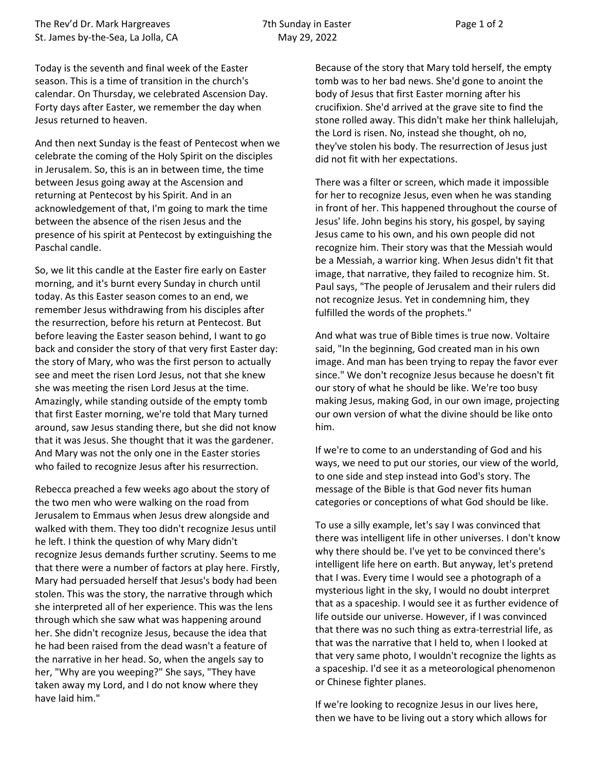Today is the seventh and final week of the Easter season. This is a time of transition in the church's calendar. On Thursday, we celebrated Ascension Day. Forty days after Easter, we remember the day when Jesus returned to heaven.

And then next Sunday is the feast of Pentecost when we celebrate the coming of the Holy Spirit on the disciples in Jerusalem. So, this is an in between time, the time between Jesus going away at the Ascension and returning at Pentecost by his Spirit. And in an acknowledgement of that, I'm going to mark the time between the absence of the risen Jesus and the presence of his spirit at Pentecost by extinguishing the Paschal candle.

So, we lit this candle at the Easter fire early on Easter morning, and it's burnt every Sunday in church until today. As this Easter season comes to an end, we remember Jesus withdrawing from his disciples after the resurrection, before his return at Pentecost. But before leaving the Easter season behind, I want to go back and consider the story of that very first Easter day: the story of Mary, who was the first person to actually see and meet the risen Lord Jesus, not that she knew she was meeting the risen Lord Jesus at the time. Amazingly, while standing outside of the empty tomb that first Easter morning, we're told that Mary turned around, saw Jesus standing there, but she did not know that it was Jesus. She thought that it was the gardener. And Mary was not the only one in the Easter stories who failed to recognize Jesus after his resurrection.

Rebecca preached a few weeks ago about the story of the two men who were walking on the road from Jerusalem to Emmaus when Jesus drew alongside and walked with them. They too didn't recognize Jesus until he left. I think the question of why Mary didn't recognize Jesus demands further scrutiny. Seems to me that there were a number of factors at play here. Firstly, Mary had persuaded herself that Jesus's body had been stolen. This was the story, the narrative through which she interpreted all of her experience. This was the lens through which she saw what was happening around her. She didn't recognize Jesus, because the idea that he had been raised from the dead wasn't a feature of the narrative in her head. So, when the angels say to her, "Why are you weeping?" She says, "They have taken away my Lord, and I do not know where they have laid him."

Because of the story that Mary told herself, the empty tomb was to her bad news. She'd gone to anoint the body of Jesus that first Easter morning after his crucifixion. She'd arrived at the grave site to find the stone rolled away. This didn't make her think hallelujah, the Lord is risen. No, instead she thought, oh no, they've stolen his body. The resurrection of Jesus just did not fit with her expectations.

There was a filter or screen, which made it impossible for her to recognize Jesus, even when he was standing in front of her. This happened throughout the course of Jesus' life. John begins his story, his gospel, by saying Jesus came to his own, and his own people did not recognize him. Their story was that the Messiah would be a Messiah, a warrior king. When Jesus didn't fit that image, that narrative, they failed to recognize him. St. Paul says, "The people of Jerusalem and their rulers did not recognize Jesus. Yet in condemning him, they fulfilled the words of the prophets."

And what was true of Bible times is true now. Voltaire said, "In the beginning, God created man in his own image. And man has been trying to repay the favor ever since." We don't recognize Jesus because he doesn't fit our story of what he should be like. We're too busy making Jesus, making God, in our own image, projecting our own version of what the divine should be like onto him.

If we're to come to an understanding of God and his ways, we need to put our stories, our view of the world, to one side and step instead into God's story. The message of the Bible is that God never fits human categories or conceptions of what God should be like.

To use a silly example, let's say I was convinced that there was intelligent life in other universes. I don't know why there should be. I've yet to be convinced there's intelligent life here on earth. But anyway, let's pretend that I was. Every time I would see a photograph of a mysterious light in the sky, I would no doubt interpret that as a spaceship. I would see it as further evidence of life outside our universe. However, if I was convinced that there was no such thing as extra-terrestrial life, as that was the narrative that I held to, when I looked at that very same photo, I wouldn't recognize the lights as a spaceship. I'd see it as a meteorological phenomenon or Chinese fighter planes.

If we're looking to recognize Jesus in our lives here, then we have to be living out a story which allows for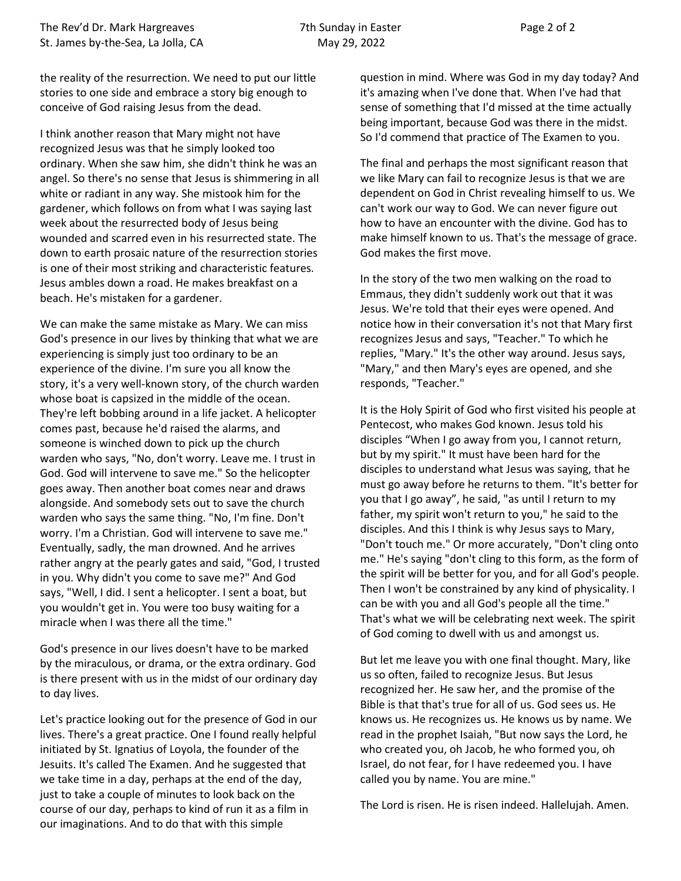the reality of the resurrection. We need to put our little stories to one side and embrace a story big enough to conceive of God raising Jesus from the dead.

I think another reason that Mary might not have recognized Jesus was that he simply looked too ordinary. When she saw him, she didn't think he was an angel. So there's no sense that Jesus is shimmering in all white or radiant in any way. She mistook him for the gardener, which follows on from what I was saying last week about the resurrected body of Jesus being wounded and scarred even in his resurrected state. The down to earth prosaic nature of the resurrection stories is one of their most striking and characteristic features. Jesus ambles down a road. He makes breakfast on a beach. He's mistaken for a gardener.

We can make the same mistake as Mary. We can miss God's presence in our lives by thinking that what we are experiencing is simply just too ordinary to be an experience of the divine. I'm sure you all know the story, it's a very well-known story, of the church warden whose boat is capsized in the middle of the ocean. They're left bobbing around in a life jacket. A helicopter comes past, because he'd raised the alarms, and someone is winched down to pick up the church warden who says, "No, don't worry. Leave me. I trust in God. God will intervene to save me." So the helicopter goes away. Then another boat comes near and draws alongside. And somebody sets out to save the church warden who says the same thing. "No, I'm fine. Don't worry. I'm a Christian. God will intervene to save me." Eventually, sadly, the man drowned. And he arrives rather angry at the pearly gates and said, "God, I trusted in you. Why didn't you come to save me?" And God says, "Well, I did. I sent a helicopter. I sent a boat, but you wouldn't get in. You were too busy waiting for a miracle when I was there all the time."

God's presence in our lives doesn't have to be marked by the miraculous, or drama, or the extra ordinary. God is there present with us in the midst of our ordinary day to day lives.

Let's practice looking out for the presence of God in our lives. There's a great practice. One I found really helpful initiated by St. Ignatius of Loyola, the founder of the Jesuits. It's called The Examen. And he suggested that we take time in a day, perhaps at the end of the day, just to take a couple of minutes to look back on the course of our day, perhaps to kind of run it as a film in our imaginations. And to do that with this simple question in mind. Where was God in my day today? And it's amazing when I've done that. When I've had that sense of something that I'd missed at the time actually being important, because God was there in the midst. So I'd commend that practice of The Examen to you.

The final and perhaps the most significant reason that we like Mary can fail to recognize Jesus is that we are dependent on God in Christ revealing himself to us. We can't work our way to God. We can never figure out how to have an encounter with the divine. God has to make himself known to us. That's the message of grace. God makes the first move.

In the story of the two men walking on the road to Emmaus, they didn't suddenly work out that it was Jesus. We're told that their eyes were opened. And notice how in their conversation it's not that Mary first recognizes Jesus and says, "Teacher." To which he replies, "Mary." It's the other way around. Jesus says, "Mary," and then Mary's eyes are opened, and she responds, "Teacher."

It is the Holy Spirit of God who first visited his people at Pentecost, who makes God known. Jesus told his disciples "When I go away from you, I cannot return, but by my spirit." It must have been hard for the disciples to understand what Jesus was saying, that he must go away before he returns to them. "It's better for you that I go away", he said, "as until I return to my father, my spirit won't return to you," he said to the disciples. And this I think is why Jesus says to Mary, "Don't touch me." Or more accurately, "Don't cling onto me." He's saying "don't cling to this form, as the form of the spirit will be better for you, and for all God's people. Then I won't be constrained by any kind of physicality. I can be with you and all God's people all the time." That's what we will be celebrating next week. The spirit of God coming to dwell with us and amongst us.

But let me leave you with one final thought. Mary, like us so often, failed to recognize Jesus. But Jesus recognized her. He saw her, and the promise of the Bible is that that's true for all of us. God sees us. He knows us. He recognizes us. He knows us by name. We read in the prophet Isaiah, "But now says the Lord, he who created you, oh Jacob, he who formed you, oh Israel, do not fear, for I have redeemed you. I have called you by name. You are mine."

The Lord is risen. He is risen indeed. Hallelujah. Amen.